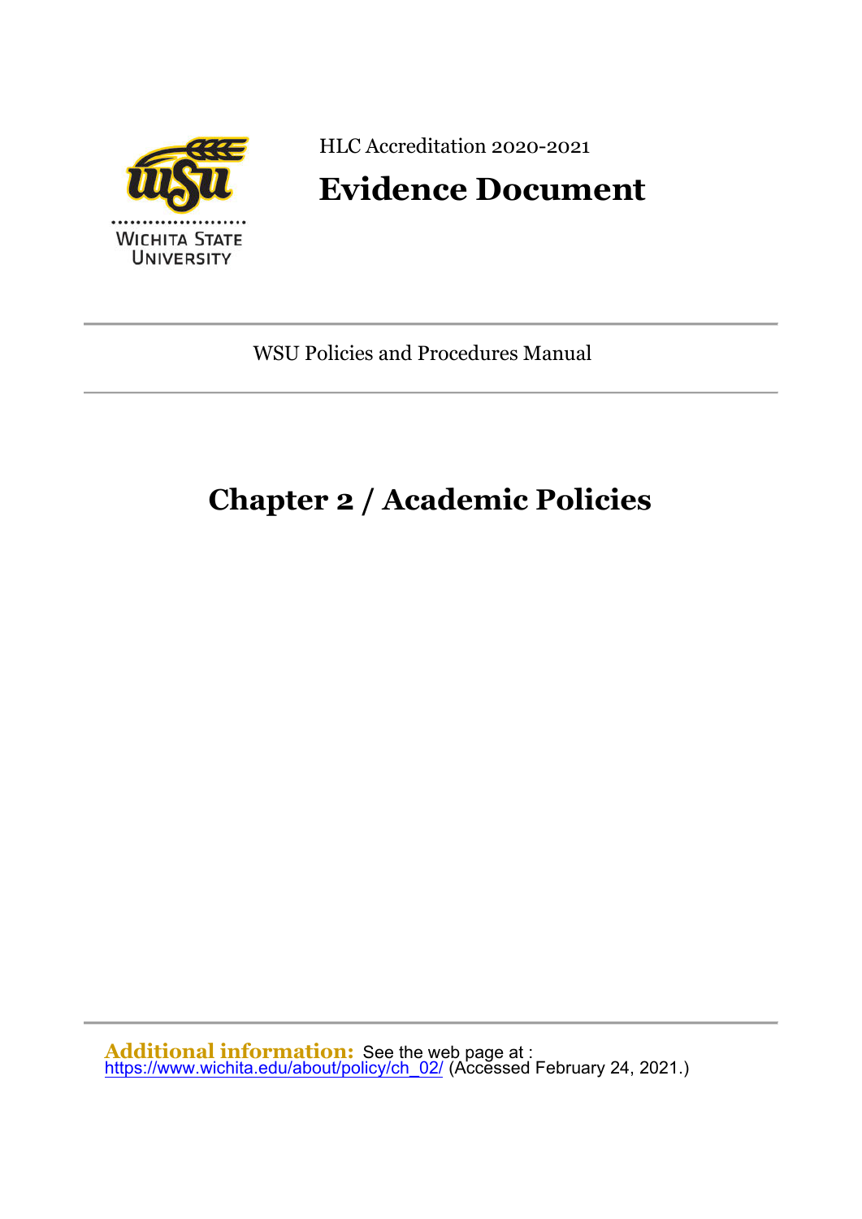HLC Accreditation 2020-2021

# Evidence Document

WSU Policies and Procedures Manual

## Chapter 2 / Academic Policies

**Additional information:** See the web page at : https://www.wichita.edu/about/policy/ch_02/ (Accessed February 24, 2021.)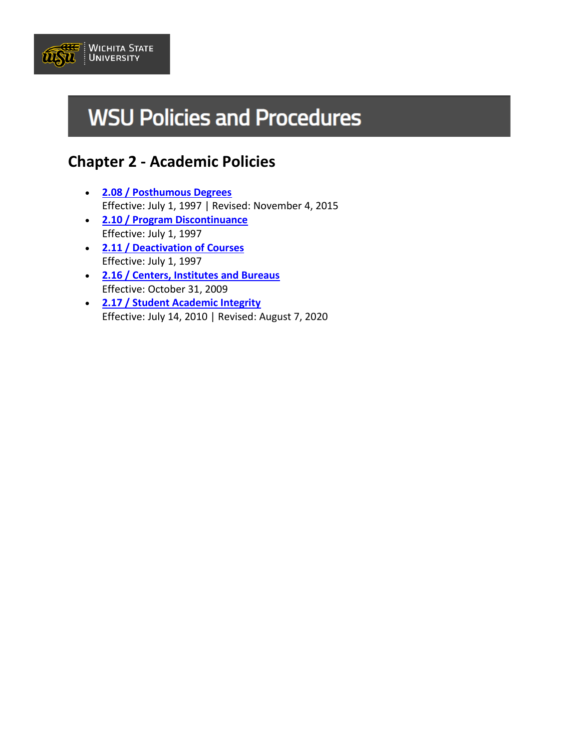# WSU Policies and Procedures

## Chapter 2 - Academic Policies

- **2.08 / Posthumous Degrees**
  Effective: July 1, 1997 | Revised: November 4, 2015
- **2.10 / Program Discontinuance**
  Effective: July 1, 1997
- **2.11 / Deactivation of Courses**
  Effective: July 1, 1997
- **2.16 / Centers, Institutes and Bureaus**
  Effective: October 31, 2009
- **2.17 / Student Academic Integrity**
  Effective: July 14, 2010 | Revised: August 7, 2020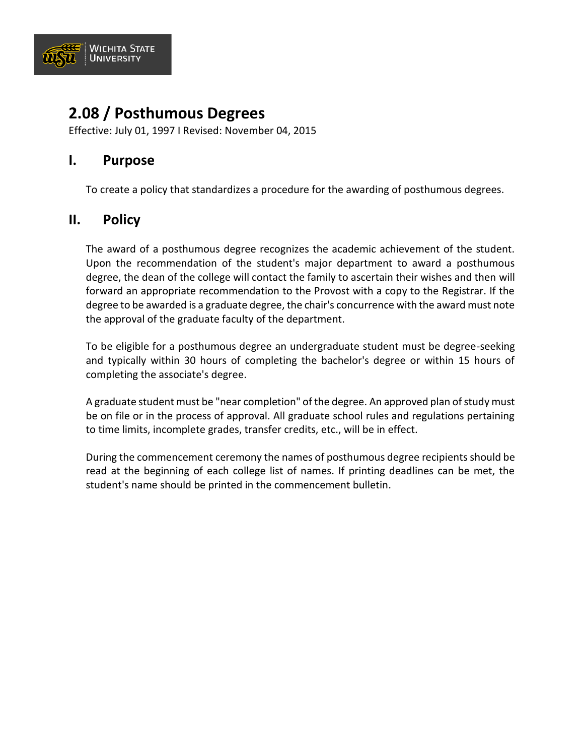# 2.08 / Posthumous Degrees

Effective: July 01, 1997 I Revised: November 04, 2015

## I. Purpose

To create a policy that standardizes a procedure for the awarding of posthumous degrees.

## II. Policy

The award of a posthumous degree recognizes the academic achievement of the student. Upon the recommendation of the student's major department to award a posthumous degree, the dean of the college will contact the family to ascertain their wishes and then will forward an appropriate recommendation to the Provost with a copy to the Registrar. If the degree to be awarded is a graduate degree, the chair's concurrence with the award must note the approval of the graduate faculty of the department.

To be eligible for a posthumous degree an undergraduate student must be degree-seeking and typically within 30 hours of completing the bachelor's degree or within 15 hours of completing the associate's degree.

A graduate student must be "near completion" of the degree. An approved plan of study must be on file or in the process of approval. All graduate school rules and regulations pertaining to time limits, incomplete grades, transfer credits, etc., will be in effect.

During the commencement ceremony the names of posthumous degree recipients should be read at the beginning of each college list of names. If printing deadlines can be met, the student's name should be printed in the commencement bulletin.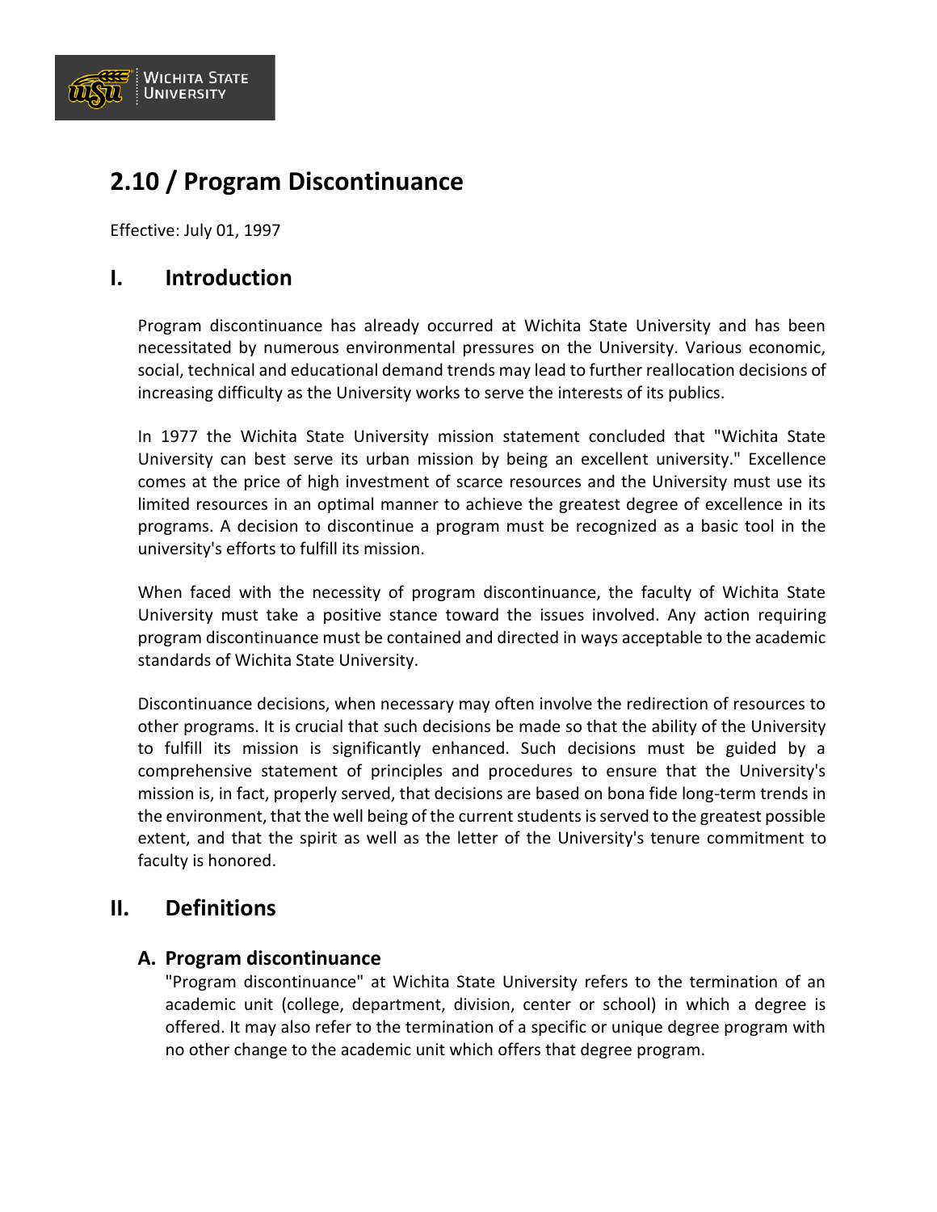# 2.10 / Program Discontinuance

Effective: July 01, 1997

## I. Introduction

Program discontinuance has already occurred at Wichita State University and has been necessitated by numerous environmental pressures on the University. Various economic, social, technical and educational demand trends may lead to further reallocation decisions of increasing difficulty as the University works to serve the interests of its publics.

In 1977 the Wichita State University mission statement concluded that "Wichita State University can best serve its urban mission by being an excellent university." Excellence comes at the price of high investment of scarce resources and the University must use its limited resources in an optimal manner to achieve the greatest degree of excellence in its programs. A decision to discontinue a program must be recognized as a basic tool in the university's efforts to fulfill its mission.

When faced with the necessity of program discontinuance, the faculty of Wichita State University must take a positive stance toward the issues involved. Any action requiring program discontinuance must be contained and directed in ways acceptable to the academic standards of Wichita State University.

Discontinuance decisions, when necessary may often involve the redirection of resources to other programs. It is crucial that such decisions be made so that the ability of the University to fulfill its mission is significantly enhanced. Such decisions must be guided by a comprehensive statement of principles and procedures to ensure that the University's mission is, in fact, properly served, that decisions are based on bona fide long-term trends in the environment, that the well being of the current students is served to the greatest possible extent, and that the spirit as well as the letter of the University's tenure commitment to faculty is honored.

## II. Definitions

### A. Program discontinuance

"Program discontinuance" at Wichita State University refers to the termination of an academic unit (college, department, division, center or school) in which a degree is offered. It may also refer to the termination of a specific or unique degree program with no other change to the academic unit which offers that degree program.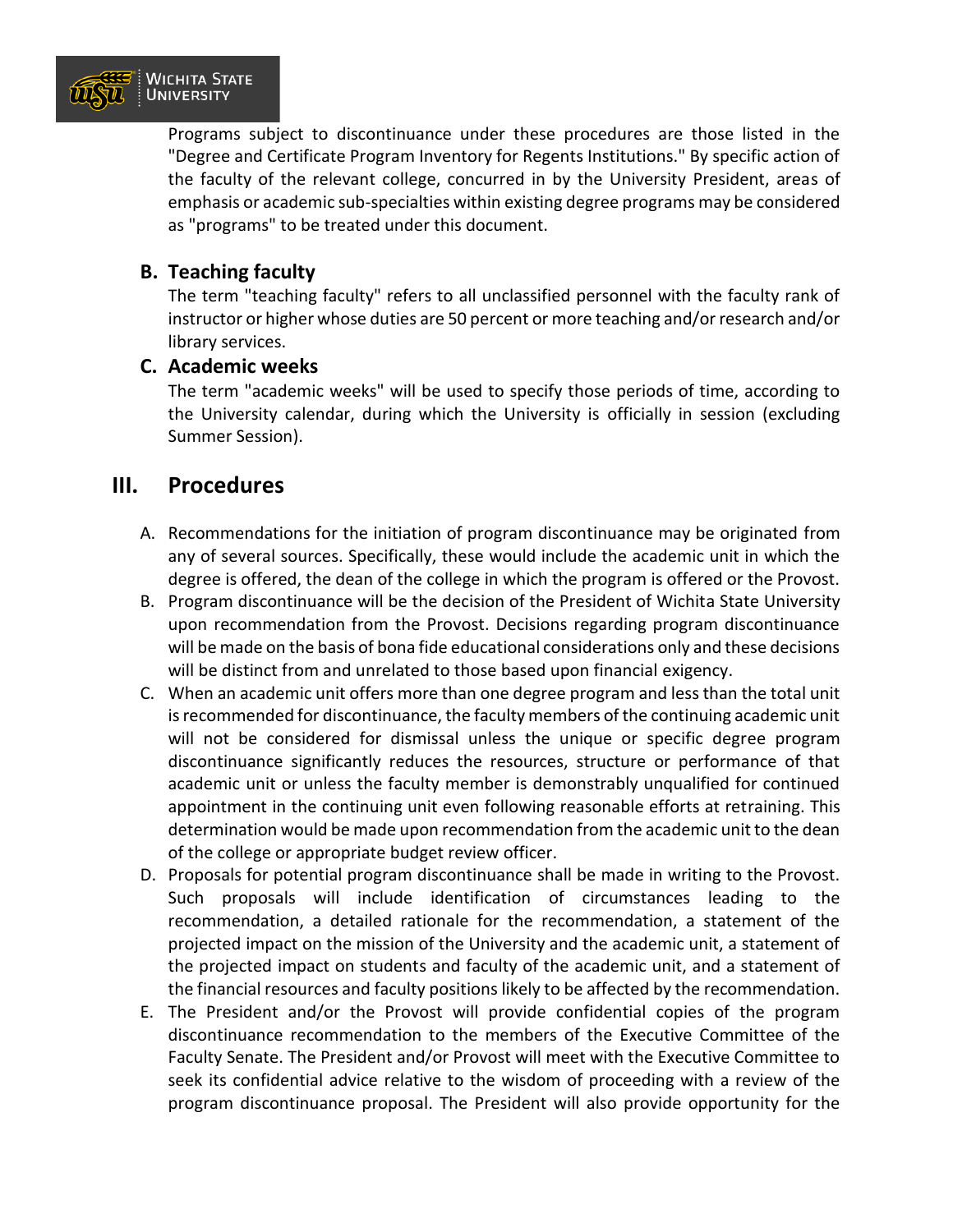Programs subject to discontinuance under these procedures are those listed in the "Degree and Certificate Program Inventory for Regents Institutions." By specific action of the faculty of the relevant college, concurred in by the University President, areas of emphasis or academic sub-specialties within existing degree programs may be considered as "programs" to be treated under this document.

### B. Teaching faculty

The term "teaching faculty" refers to all unclassified personnel with the faculty rank of instructor or higher whose duties are 50 percent or more teaching and/or research and/or library services.

### C. Academic weeks

The term "academic weeks" will be used to specify those periods of time, according to the University calendar, during which the University is officially in session (excluding Summer Session).

## III. Procedures

A. Recommendations for the initiation of program discontinuance may be originated from any of several sources. Specifically, these would include the academic unit in which the degree is offered, the dean of the college in which the program is offered or the Provost.

B. Program discontinuance will be the decision of the President of Wichita State University upon recommendation from the Provost. Decisions regarding program discontinuance will be made on the basis of bona fide educational considerations only and these decisions will be distinct from and unrelated to those based upon financial exigency.

C. When an academic unit offers more than one degree program and less than the total unit is recommended for discontinuance, the faculty members of the continuing academic unit will not be considered for dismissal unless the unique or specific degree program discontinuance significantly reduces the resources, structure or performance of that academic unit or unless the faculty member is demonstrably unqualified for continued appointment in the continuing unit even following reasonable efforts at retraining. This determination would be made upon recommendation from the academic unit to the dean of the college or appropriate budget review officer.

D. Proposals for potential program discontinuance shall be made in writing to the Provost. Such proposals will include identification of circumstances leading to the recommendation, a detailed rationale for the recommendation, a statement of the projected impact on the mission of the University and the academic unit, a statement of the projected impact on students and faculty of the academic unit, and a statement of the financial resources and faculty positions likely to be affected by the recommendation.

E. The President and/or the Provost will provide confidential copies of the program discontinuance recommendation to the members of the Executive Committee of the Faculty Senate. The President and/or Provost will meet with the Executive Committee to seek its confidential advice relative to the wisdom of proceeding with a review of the program discontinuance proposal. The President will also provide opportunity for the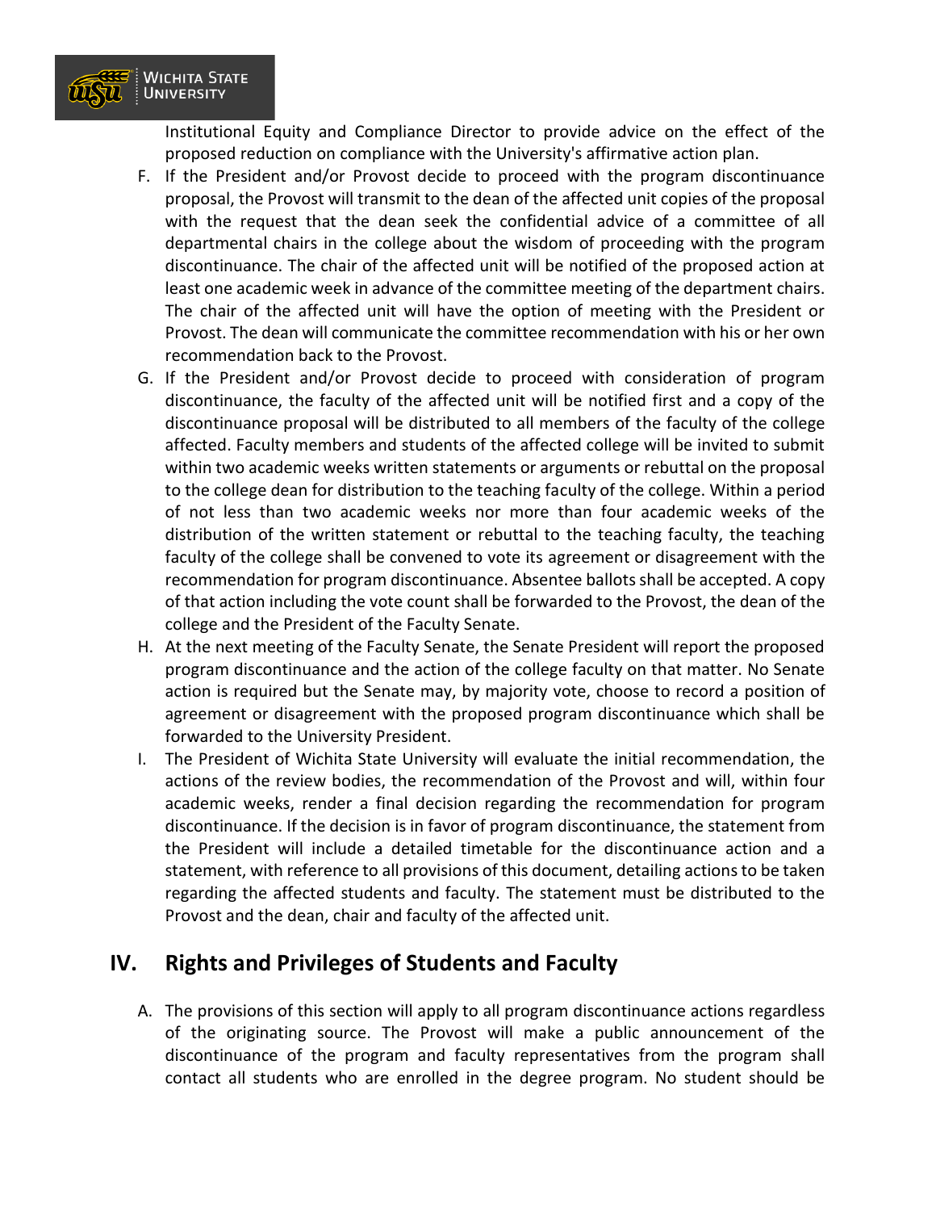Institutional Equity and Compliance Director to provide advice on the effect of the proposed reduction on compliance with the University's affirmative action plan.

F. If the President and/or Provost decide to proceed with the program discontinuance proposal, the Provost will transmit to the dean of the affected unit copies of the proposal with the request that the dean seek the confidential advice of a committee of all departmental chairs in the college about the wisdom of proceeding with the program discontinuance. The chair of the affected unit will be notified of the proposed action at least one academic week in advance of the committee meeting of the department chairs. The chair of the affected unit will have the option of meeting with the President or Provost. The dean will communicate the committee recommendation with his or her own recommendation back to the Provost.

G. If the President and/or Provost decide to proceed with consideration of program discontinuance, the faculty of the affected unit will be notified first and a copy of the discontinuance proposal will be distributed to all members of the faculty of the college affected. Faculty members and students of the affected college will be invited to submit within two academic weeks written statements or arguments or rebuttal on the proposal to the college dean for distribution to the teaching faculty of the college. Within a period of not less than two academic weeks nor more than four academic weeks of the distribution of the written statement or rebuttal to the teaching faculty, the teaching faculty of the college shall be convened to vote its agreement or disagreement with the recommendation for program discontinuance. Absentee ballots shall be accepted. A copy of that action including the vote count shall be forwarded to the Provost, the dean of the college and the President of the Faculty Senate.

H. At the next meeting of the Faculty Senate, the Senate President will report the proposed program discontinuance and the action of the college faculty on that matter. No Senate action is required but the Senate may, by majority vote, choose to record a position of agreement or disagreement with the proposed program discontinuance which shall be forwarded to the University President.

I. The President of Wichita State University will evaluate the initial recommendation, the actions of the review bodies, the recommendation of the Provost and will, within four academic weeks, render a final decision regarding the recommendation for program discontinuance. If the decision is in favor of program discontinuance, the statement from the President will include a detailed timetable for the discontinuance action and a statement, with reference to all provisions of this document, detailing actions to be taken regarding the affected students and faculty. The statement must be distributed to the Provost and the dean, chair and faculty of the affected unit.

## IV. Rights and Privileges of Students and Faculty

A. The provisions of this section will apply to all program discontinuance actions regardless of the originating source. The Provost will make a public announcement of the discontinuance of the program and faculty representatives from the program shall contact all students who are enrolled in the degree program. No student should be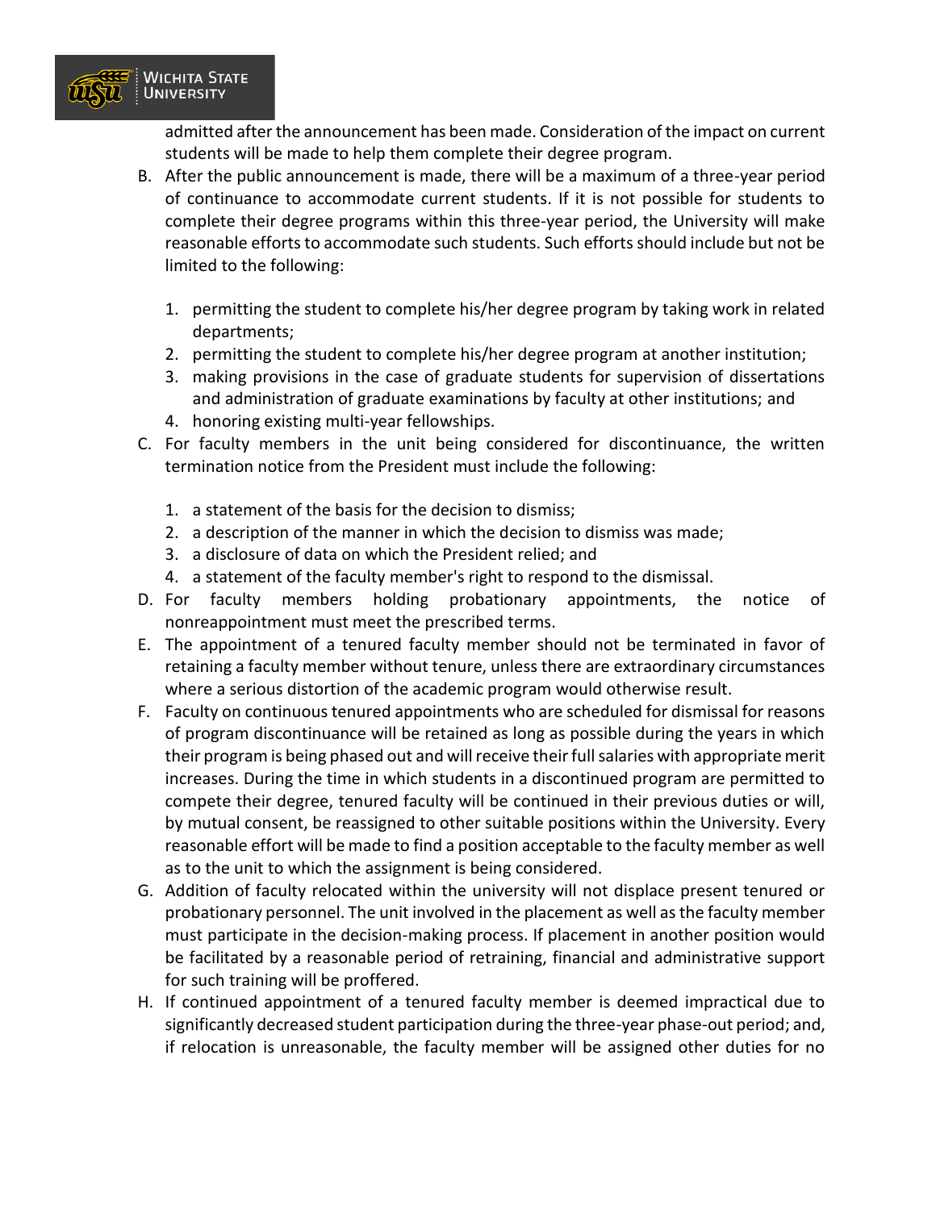admitted after the announcement has been made. Consideration of the impact on current students will be made to help them complete their degree program.

B. After the public announcement is made, there will be a maximum of a three-year period of continuance to accommodate current students. If it is not possible for students to complete their degree programs within this three-year period, the University will make reasonable efforts to accommodate such students. Such efforts should include but not be limited to the following:

    1. permitting the student to complete his/her degree program by taking work in related departments;
    2. permitting the student to complete his/her degree program at another institution;
    3. making provisions in the case of graduate students for supervision of dissertations and administration of graduate examinations by faculty at other institutions; and
    4. honoring existing multi-year fellowships.

C. For faculty members in the unit being considered for discontinuance, the written termination notice from the President must include the following:

    1. a statement of the basis for the decision to dismiss;
    2. a description of the manner in which the decision to dismiss was made;
    3. a disclosure of data on which the President relied; and
    4. a statement of the faculty member's right to respond to the dismissal.

D. For faculty members holding probationary appointments, the notice of nonreappointment must meet the prescribed terms.

E. The appointment of a tenured faculty member should not be terminated in favor of retaining a faculty member without tenure, unless there are extraordinary circumstances where a serious distortion of the academic program would otherwise result.

F. Faculty on continuous tenured appointments who are scheduled for dismissal for reasons of program discontinuance will be retained as long as possible during the years in which their program is being phased out and will receive their full salaries with appropriate merit increases. During the time in which students in a discontinued program are permitted to compete their degree, tenured faculty will be continued in their previous duties or will, by mutual consent, be reassigned to other suitable positions within the University. Every reasonable effort will be made to find a position acceptable to the faculty member as well as to the unit to which the assignment is being considered.

G. Addition of faculty relocated within the university will not displace present tenured or probationary personnel. The unit involved in the placement as well as the faculty member must participate in the decision-making process. If placement in another position would be facilitated by a reasonable period of retraining, financial and administrative support for such training will be proffered.

H. If continued appointment of a tenured faculty member is deemed impractical due to significantly decreased student participation during the three-year phase-out period; and, if relocation is unreasonable, the faculty member will be assigned other duties for no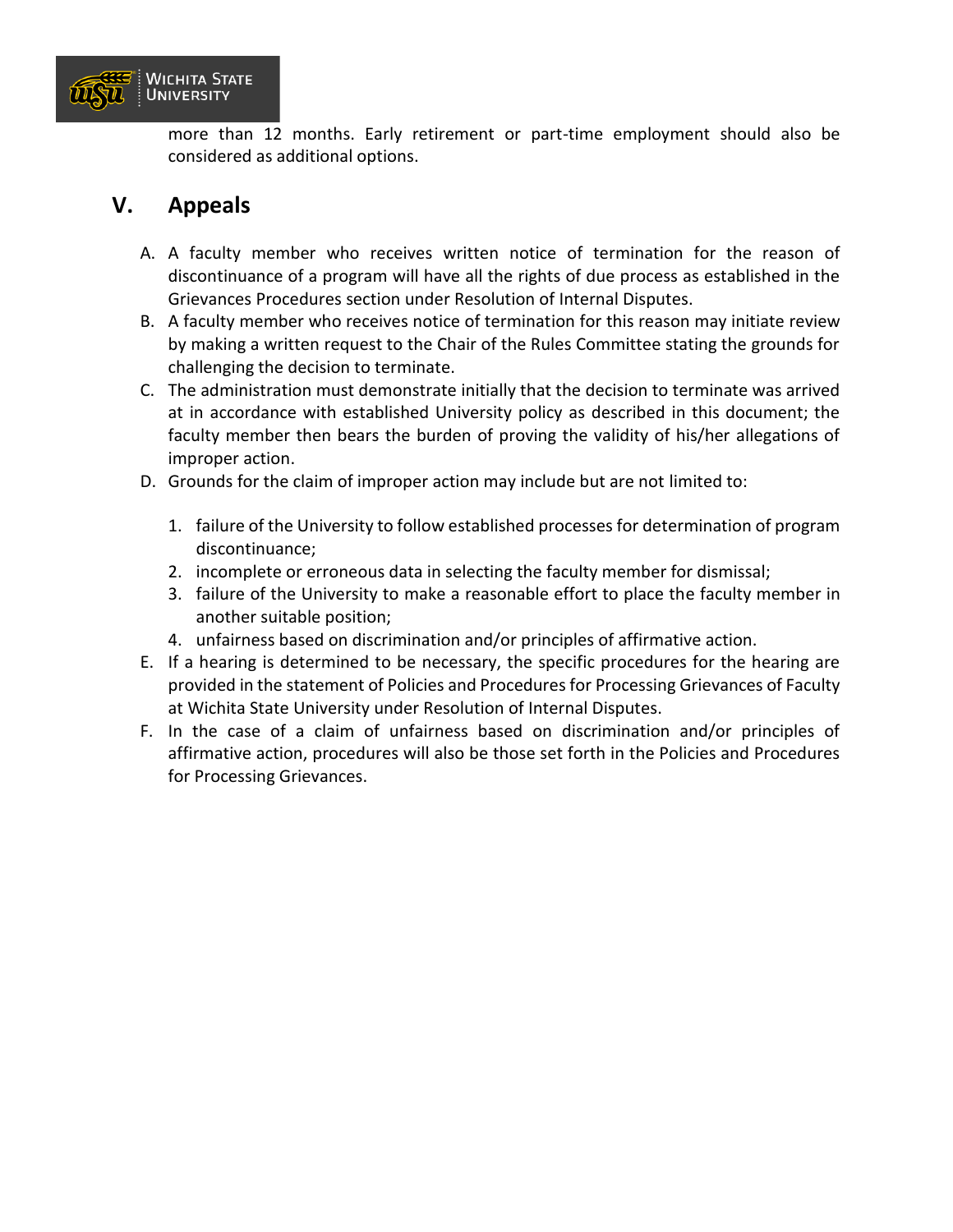more than 12 months. Early retirement or part-time employment should also be considered as additional options.

## V. Appeals

A. A faculty member who receives written notice of termination for the reason of discontinuance of a program will have all the rights of due process as established in the Grievances Procedures section under Resolution of Internal Disputes.

B. A faculty member who receives notice of termination for this reason may initiate review by making a written request to the Chair of the Rules Committee stating the grounds for challenging the decision to terminate.

C. The administration must demonstrate initially that the decision to terminate was arrived at in accordance with established University policy as described in this document; the faculty member then bears the burden of proving the validity of his/her allegations of improper action.

D. Grounds for the claim of improper action may include but are not limited to:

   1. failure of the University to follow established processes for determination of program discontinuance;
   2. incomplete or erroneous data in selecting the faculty member for dismissal;
   3. failure of the University to make a reasonable effort to place the faculty member in another suitable position;
   4. unfairness based on discrimination and/or principles of affirmative action.

E. If a hearing is determined to be necessary, the specific procedures for the hearing are provided in the statement of Policies and Procedures for Processing Grievances of Faculty at Wichita State University under Resolution of Internal Disputes.

F. In the case of a claim of unfairness based on discrimination and/or principles of affirmative action, procedures will also be those set forth in the Policies and Procedures for Processing Grievances.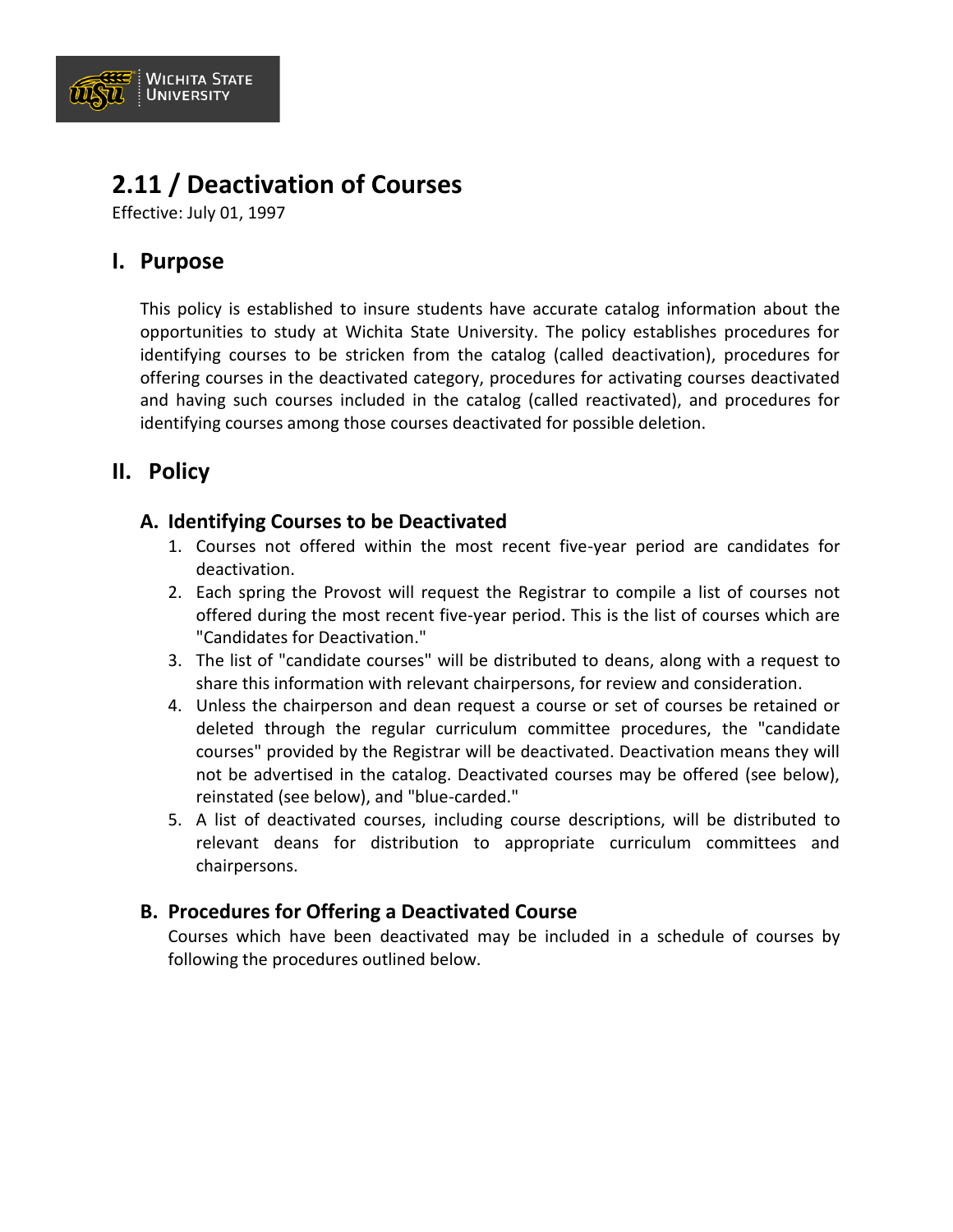# 2.11 / Deactivation of Courses

Effective: July 01, 1997

## I. Purpose

This policy is established to insure students have accurate catalog information about the opportunities to study at Wichita State University. The policy establishes procedures for identifying courses to be stricken from the catalog (called deactivation), procedures for offering courses in the deactivated category, procedures for activating courses deactivated and having such courses included in the catalog (called reactivated), and procedures for identifying courses among those courses deactivated for possible deletion.

## II. Policy

### A. Identifying Courses to be Deactivated

1. Courses not offered within the most recent five-year period are candidates for deactivation.
2. Each spring the Provost will request the Registrar to compile a list of courses not offered during the most recent five-year period. This is the list of courses which are "Candidates for Deactivation."
3. The list of "candidate courses" will be distributed to deans, along with a request to share this information with relevant chairpersons, for review and consideration.
4. Unless the chairperson and dean request a course or set of courses be retained or deleted through the regular curriculum committee procedures, the "candidate courses" provided by the Registrar will be deactivated. Deactivation means they will not be advertised in the catalog. Deactivated courses may be offered (see below), reinstated (see below), and "blue-carded."
5. A list of deactivated courses, including course descriptions, will be distributed to relevant deans for distribution to appropriate curriculum committees and chairpersons.

### B. Procedures for Offering a Deactivated Course

Courses which have been deactivated may be included in a schedule of courses by following the procedures outlined below.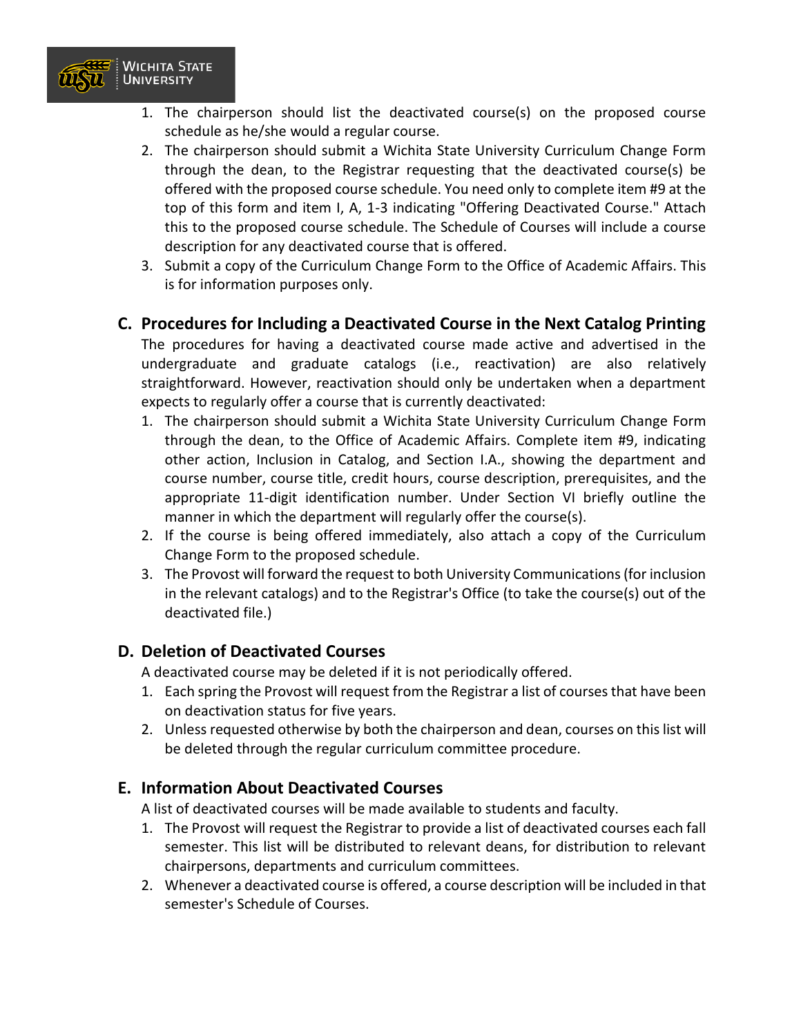1. The chairperson should list the deactivated course(s) on the proposed course schedule as he/she would a regular course.
2. The chairperson should submit a Wichita State University Curriculum Change Form through the dean, to the Registrar requesting that the deactivated course(s) be offered with the proposed course schedule. You need only to complete item #9 at the top of this form and item I, A, 1-3 indicating "Offering Deactivated Course." Attach this to the proposed course schedule. The Schedule of Courses will include a course description for any deactivated course that is offered.
3. Submit a copy of the Curriculum Change Form to the Office of Academic Affairs. This is for information purposes only.

## C. Procedures for Including a Deactivated Course in the Next Catalog Printing

The procedures for having a deactivated course made active and advertised in the undergraduate and graduate catalogs (i.e., reactivation) are also relatively straightforward. However, reactivation should only be undertaken when a department expects to regularly offer a course that is currently deactivated:

1. The chairperson should submit a Wichita State University Curriculum Change Form through the dean, to the Office of Academic Affairs. Complete item #9, indicating other action, Inclusion in Catalog, and Section I.A., showing the department and course number, course title, credit hours, course description, prerequisites, and the appropriate 11-digit identification number. Under Section VI briefly outline the manner in which the department will regularly offer the course(s).
2. If the course is being offered immediately, also attach a copy of the Curriculum Change Form to the proposed schedule.
3. The Provost will forward the request to both University Communications (for inclusion in the relevant catalogs) and to the Registrar's Office (to take the course(s) out of the deactivated file.)

## D. Deletion of Deactivated Courses

A deactivated course may be deleted if it is not periodically offered.

1. Each spring the Provost will request from the Registrar a list of courses that have been on deactivation status for five years.
2. Unless requested otherwise by both the chairperson and dean, courses on this list will be deleted through the regular curriculum committee procedure.

## E. Information About Deactivated Courses

A list of deactivated courses will be made available to students and faculty.

1. The Provost will request the Registrar to provide a list of deactivated courses each fall semester. This list will be distributed to relevant deans, for distribution to relevant chairpersons, departments and curriculum committees.
2. Whenever a deactivated course is offered, a course description will be included in that semester's Schedule of Courses.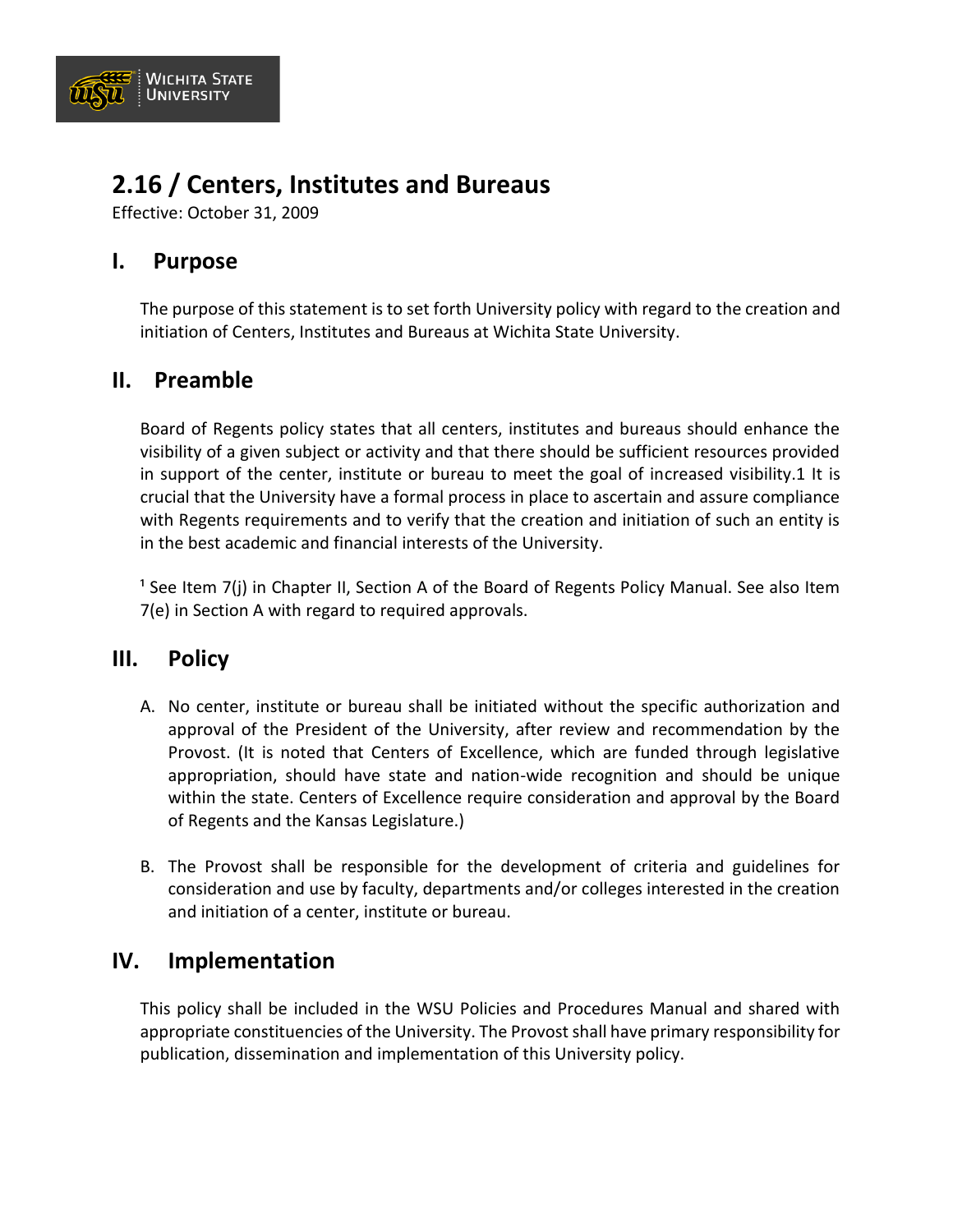# 2.16 / Centers, Institutes and Bureaus

Effective: October 31, 2009

## I. Purpose

The purpose of this statement is to set forth University policy with regard to the creation and initiation of Centers, Institutes and Bureaus at Wichita State University.

## II. Preamble

Board of Regents policy states that all centers, institutes and bureaus should enhance the visibility of a given subject or activity and that there should be sufficient resources provided in support of the center, institute or bureau to meet the goal of increased visibility.1 It is crucial that the University have a formal process in place to ascertain and assure compliance with Regents requirements and to verify that the creation and initiation of such an entity is in the best academic and financial interests of the University.

[1] See Item 7(j) in Chapter II, Section A of the Board of Regents Policy Manual. See also Item 7(e) in Section A with regard to required approvals.

## III. Policy

A. No center, institute or bureau shall be initiated without the specific authorization and approval of the President of the University, after review and recommendation by the Provost. (It is noted that Centers of Excellence, which are funded through legislative appropriation, should have state and nation-wide recognition and should be unique within the state. Centers of Excellence require consideration and approval by the Board of Regents and the Kansas Legislature.)

B. The Provost shall be responsible for the development of criteria and guidelines for consideration and use by faculty, departments and/or colleges interested in the creation and initiation of a center, institute or bureau.

## IV. Implementation

This policy shall be included in the WSU Policies and Procedures Manual and shared with appropriate constituencies of the University. The Provost shall have primary responsibility for publication, dissemination and implementation of this University policy.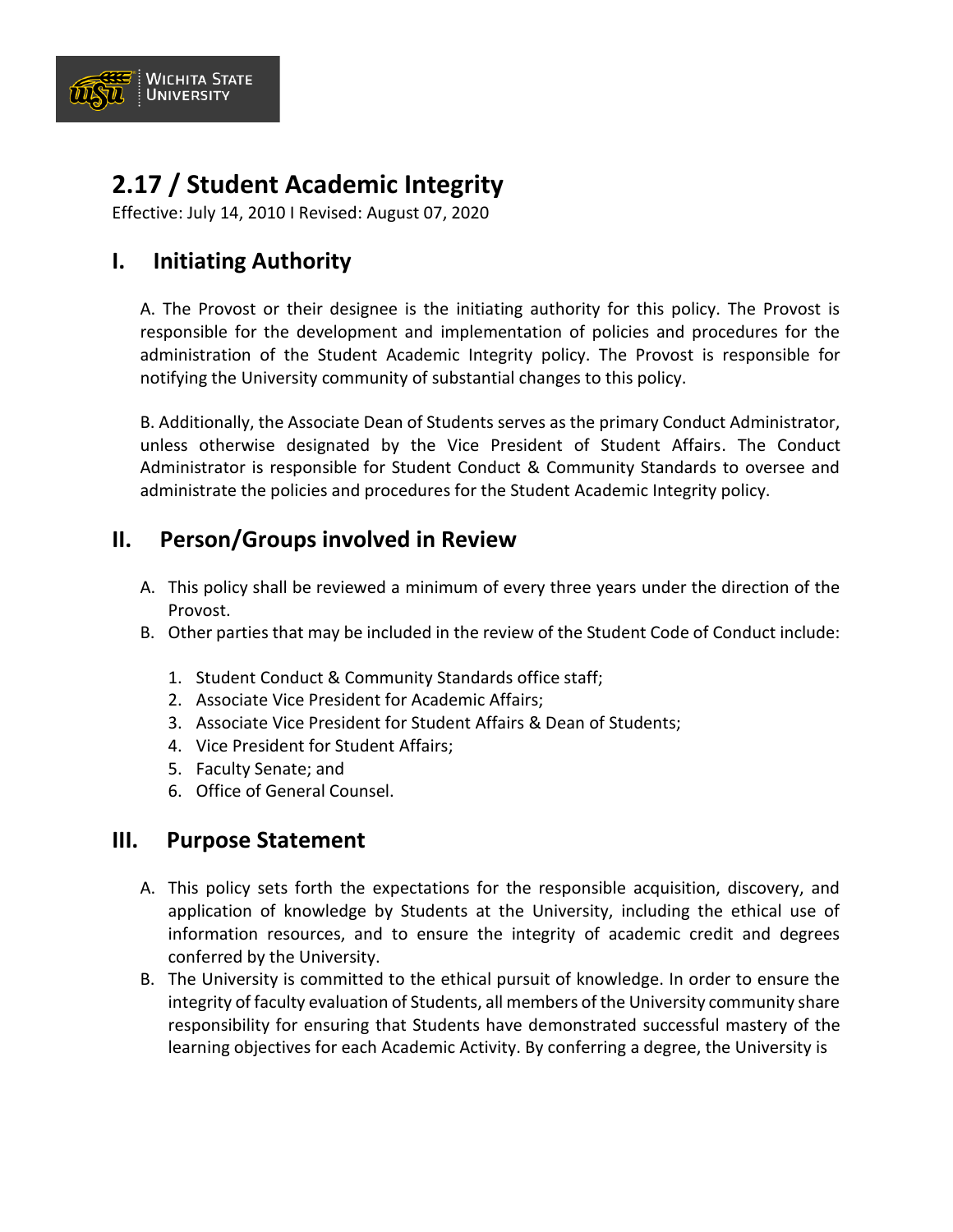# 2.17 / Student Academic Integrity

Effective: July 14, 2010 I Revised: August 07, 2020

## I. Initiating Authority

A. The Provost or their designee is the initiating authority for this policy. The Provost is responsible for the development and implementation of policies and procedures for the administration of the Student Academic Integrity policy. The Provost is responsible for notifying the University community of substantial changes to this policy.

B. Additionally, the Associate Dean of Students serves as the primary Conduct Administrator, unless otherwise designated by the Vice President of Student Affairs. The Conduct Administrator is responsible for Student Conduct & Community Standards to oversee and administrate the policies and procedures for the Student Academic Integrity policy.

## II. Person/Groups involved in Review

A. This policy shall be reviewed a minimum of every three years under the direction of the Provost.
B. Other parties that may be included in the review of the Student Code of Conduct include:

   1. Student Conduct & Community Standards office staff;
   2. Associate Vice President for Academic Affairs;
   3. Associate Vice President for Student Affairs & Dean of Students;
   4. Vice President for Student Affairs;
   5. Faculty Senate; and
   6. Office of General Counsel.

## III. Purpose Statement

A. This policy sets forth the expectations for the responsible acquisition, discovery, and application of knowledge by Students at the University, including the ethical use of information resources, and to ensure the integrity of academic credit and degrees conferred by the University.
B. The University is committed to the ethical pursuit of knowledge. In order to ensure the integrity of faculty evaluation of Students, all members of the University community share responsibility for ensuring that Students have demonstrated successful mastery of the learning objectives for each Academic Activity. By conferring a degree, the University is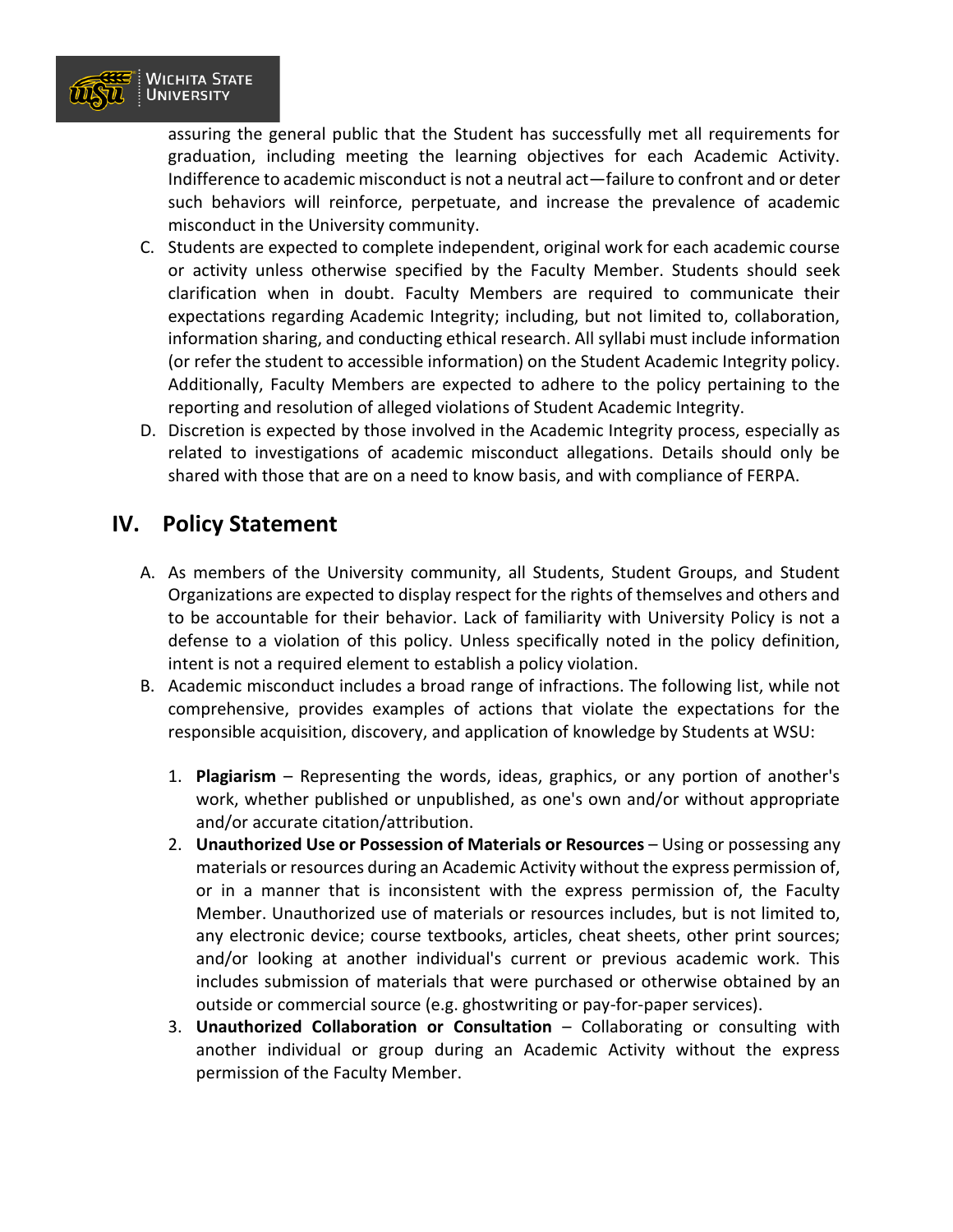assuring the general public that the Student has successfully met all requirements for graduation, including meeting the learning objectives for each Academic Activity. Indifference to academic misconduct is not a neutral act—failure to confront and or deter such behaviors will reinforce, perpetuate, and increase the prevalence of academic misconduct in the University community.

C. Students are expected to complete independent, original work for each academic course or activity unless otherwise specified by the Faculty Member. Students should seek clarification when in doubt. Faculty Members are required to communicate their expectations regarding Academic Integrity; including, but not limited to, collaboration, information sharing, and conducting ethical research. All syllabi must include information (or refer the student to accessible information) on the Student Academic Integrity policy. Additionally, Faculty Members are expected to adhere to the policy pertaining to the reporting and resolution of alleged violations of Student Academic Integrity.

D. Discretion is expected by those involved in the Academic Integrity process, especially as related to investigations of academic misconduct allegations. Details should only be shared with those that are on a need to know basis, and with compliance of FERPA.

## IV. Policy Statement

A. As members of the University community, all Students, Student Groups, and Student Organizations are expected to display respect for the rights of themselves and others and to be accountable for their behavior. Lack of familiarity with University Policy is not a defense to a violation of this policy. Unless specifically noted in the policy definition, intent is not a required element to establish a policy violation.

B. Academic misconduct includes a broad range of infractions. The following list, while not comprehensive, provides examples of actions that violate the expectations for the responsible acquisition, discovery, and application of knowledge by Students at WSU:

   1. **Plagiarism** – Representing the words, ideas, graphics, or any portion of another's work, whether published or unpublished, as one's own and/or without appropriate and/or accurate citation/attribution.
   2. **Unauthorized Use or Possession of Materials or Resources** – Using or possessing any materials or resources during an Academic Activity without the express permission of, or in a manner that is inconsistent with the express permission of, the Faculty Member. Unauthorized use of materials or resources includes, but is not limited to, any electronic device; course textbooks, articles, cheat sheets, other print sources; and/or looking at another individual's current or previous academic work. This includes submission of materials that were purchased or otherwise obtained by an outside or commercial source (e.g. ghostwriting or pay-for-paper services).
   3. **Unauthorized Collaboration or Consultation** – Collaborating or consulting with another individual or group during an Academic Activity without the express permission of the Faculty Member.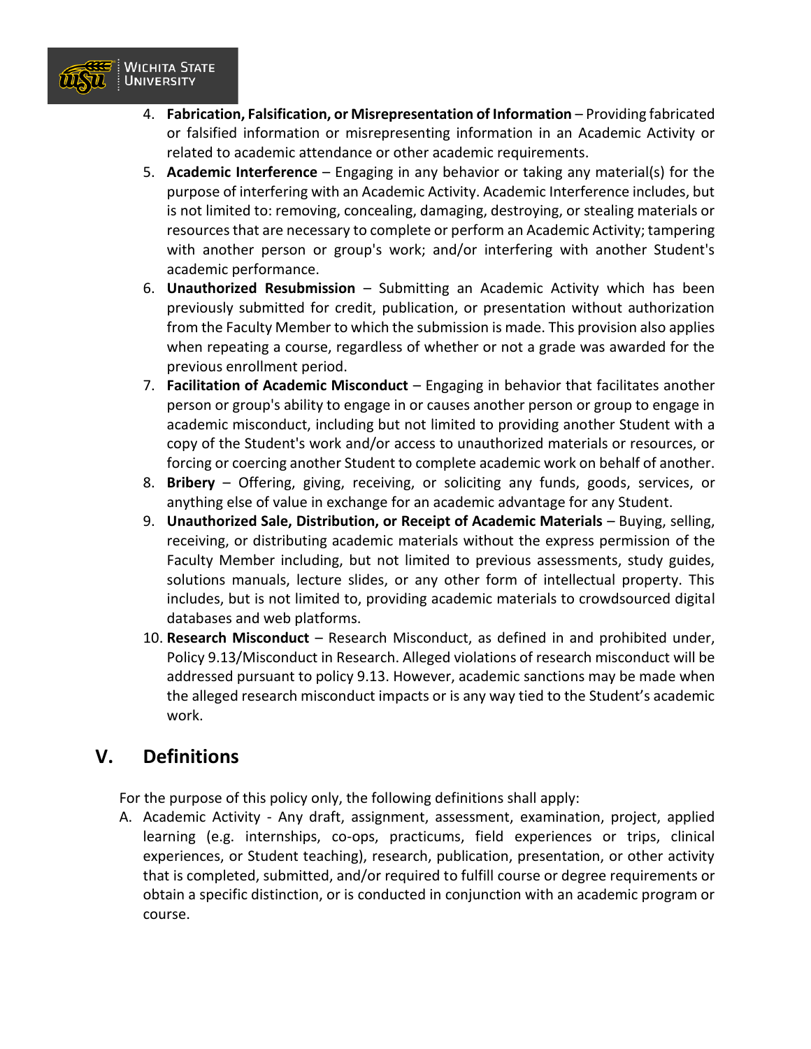4. **Fabrication, Falsification, or Misrepresentation of Information** – Providing fabricated or falsified information or misrepresenting information in an Academic Activity or related to academic attendance or other academic requirements.
5. **Academic Interference** – Engaging in any behavior or taking any material(s) for the purpose of interfering with an Academic Activity. Academic Interference includes, but is not limited to: removing, concealing, damaging, destroying, or stealing materials or resources that are necessary to complete or perform an Academic Activity; tampering with another person or group's work; and/or interfering with another Student's academic performance.
6. **Unauthorized Resubmission** – Submitting an Academic Activity which has been previously submitted for credit, publication, or presentation without authorization from the Faculty Member to which the submission is made. This provision also applies when repeating a course, regardless of whether or not a grade was awarded for the previous enrollment period.
7. **Facilitation of Academic Misconduct** – Engaging in behavior that facilitates another person or group's ability to engage in or causes another person or group to engage in academic misconduct, including but not limited to providing another Student with a copy of the Student's work and/or access to unauthorized materials or resources, or forcing or coercing another Student to complete academic work on behalf of another.
8. **Bribery** – Offering, giving, receiving, or soliciting any funds, goods, services, or anything else of value in exchange for an academic advantage for any Student.
9. **Unauthorized Sale, Distribution, or Receipt of Academic Materials** – Buying, selling, receiving, or distributing academic materials without the express permission of the Faculty Member including, but not limited to previous assessments, study guides, solutions manuals, lecture slides, or any other form of intellectual property. This includes, but is not limited to, providing academic materials to crowdsourced digital databases and web platforms.
10. **Research Misconduct** – Research Misconduct, as defined in and prohibited under, Policy 9.13/Misconduct in Research. Alleged violations of research misconduct will be addressed pursuant to policy 9.13. However, academic sanctions may be made when the alleged research misconduct impacts or is any way tied to the Student's academic work.

## V. Definitions

For the purpose of this policy only, the following definitions shall apply:

A. Academic Activity - Any draft, assignment, assessment, examination, project, applied learning (e.g. internships, co-ops, practicums, field experiences or trips, clinical experiences, or Student teaching), research, publication, presentation, or other activity that is completed, submitted, and/or required to fulfill course or degree requirements or obtain a specific distinction, or is conducted in conjunction with an academic program or course.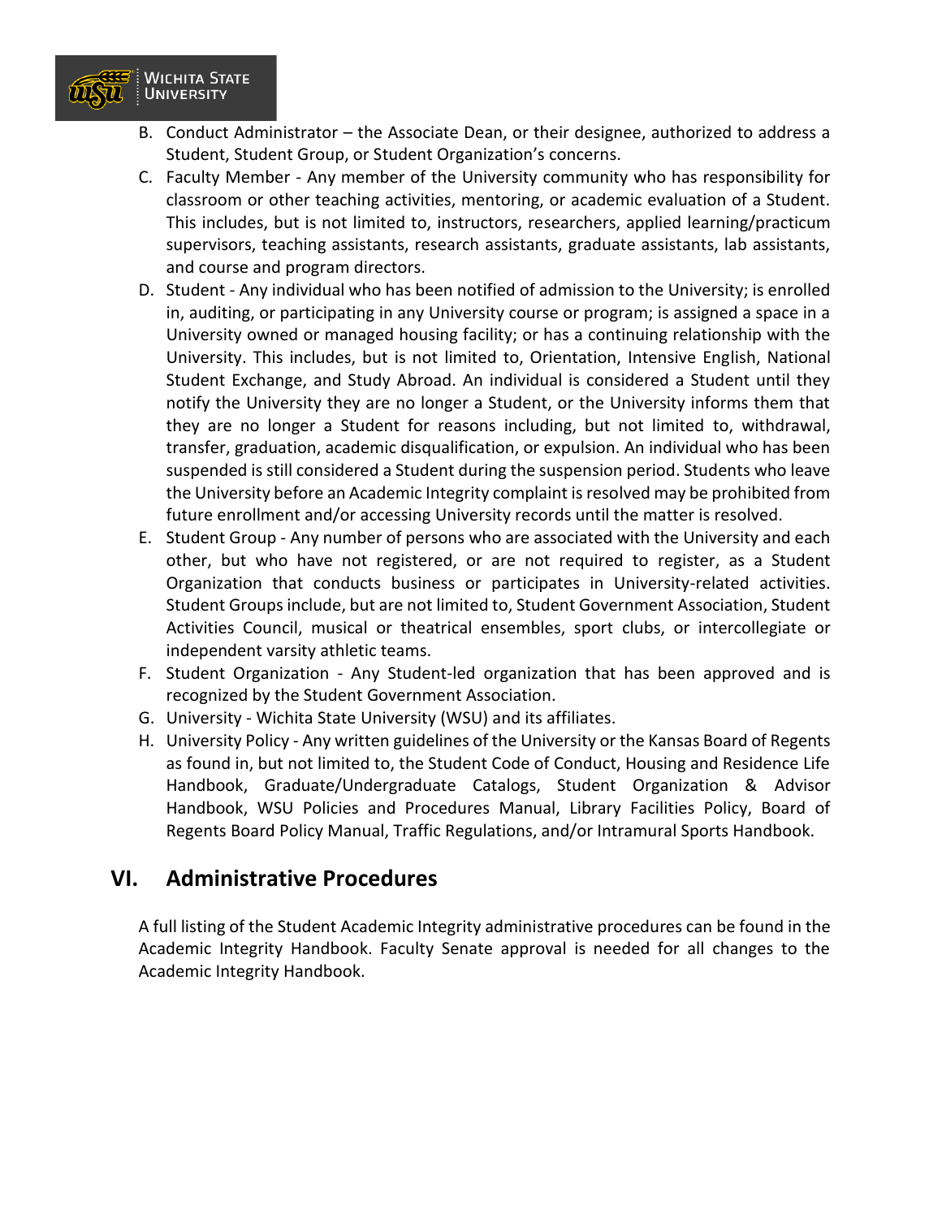B. Conduct Administrator – the Associate Dean, or their designee, authorized to address a Student, Student Group, or Student Organization's concerns.

C. Faculty Member - Any member of the University community who has responsibility for classroom or other teaching activities, mentoring, or academic evaluation of a Student. This includes, but is not limited to, instructors, researchers, applied learning/practicum supervisors, teaching assistants, research assistants, graduate assistants, lab assistants, and course and program directors.

D. Student - Any individual who has been notified of admission to the University; is enrolled in, auditing, or participating in any University course or program; is assigned a space in a University owned or managed housing facility; or has a continuing relationship with the University. This includes, but is not limited to, Orientation, Intensive English, National Student Exchange, and Study Abroad. An individual is considered a Student until they notify the University they are no longer a Student, or the University informs them that they are no longer a Student for reasons including, but not limited to, withdrawal, transfer, graduation, academic disqualification, or expulsion. An individual who has been suspended is still considered a Student during the suspension period. Students who leave the University before an Academic Integrity complaint is resolved may be prohibited from future enrollment and/or accessing University records until the matter is resolved.

E. Student Group - Any number of persons who are associated with the University and each other, but who have not registered, or are not required to register, as a Student Organization that conducts business or participates in University-related activities. Student Groups include, but are not limited to, Student Government Association, Student Activities Council, musical or theatrical ensembles, sport clubs, or intercollegiate or independent varsity athletic teams.

F. Student Organization - Any Student-led organization that has been approved and is recognized by the Student Government Association.

G. University - Wichita State University (WSU) and its affiliates.

H. University Policy - Any written guidelines of the University or the Kansas Board of Regents as found in, but not limited to, the Student Code of Conduct, Housing and Residence Life Handbook, Graduate/Undergraduate Catalogs, Student Organization & Advisor Handbook, WSU Policies and Procedures Manual, Library Facilities Policy, Board of Regents Board Policy Manual, Traffic Regulations, and/or Intramural Sports Handbook.

## VI. Administrative Procedures

A full listing of the Student Academic Integrity administrative procedures can be found in the Academic Integrity Handbook. Faculty Senate approval is needed for all changes to the Academic Integrity Handbook.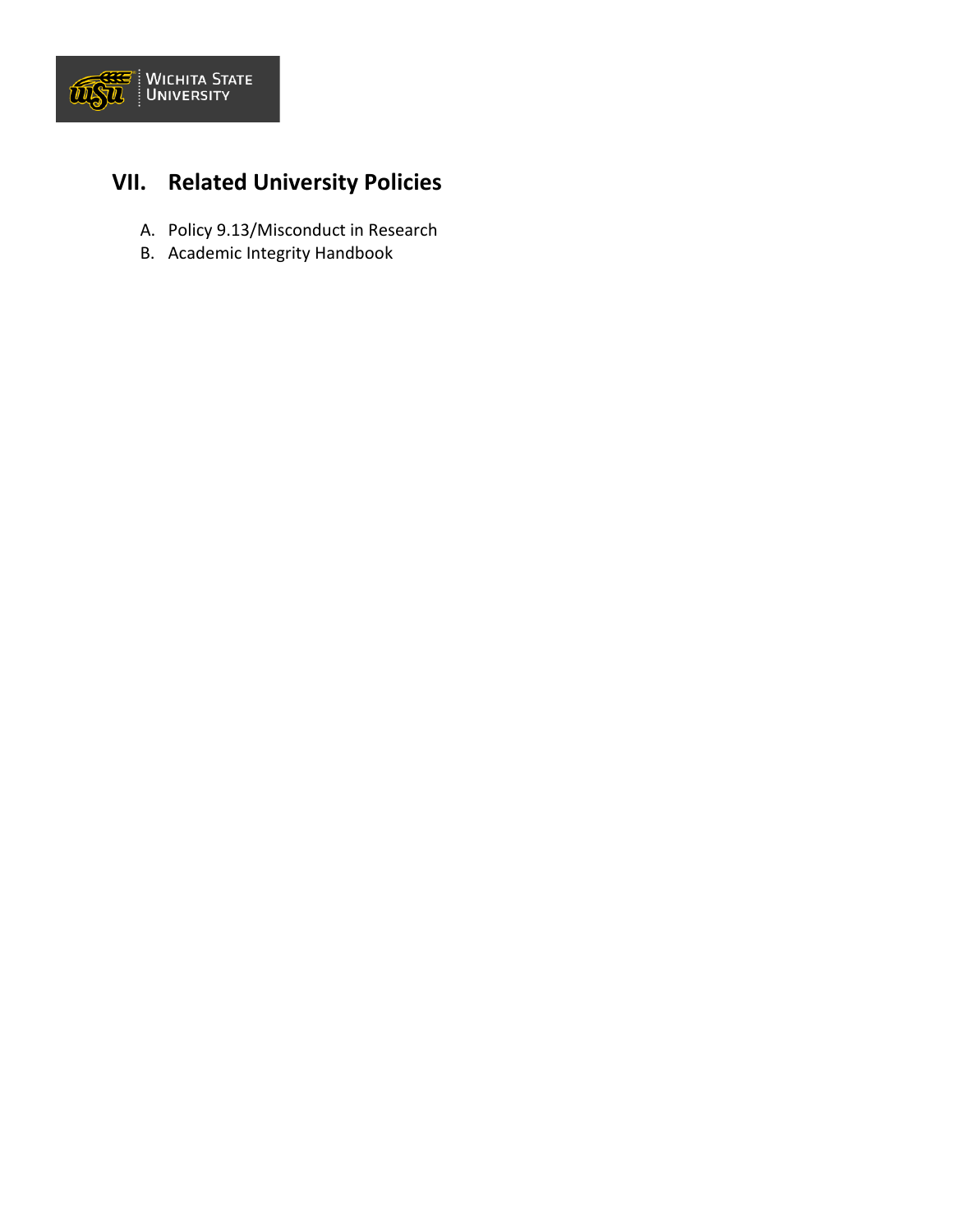## VII. Related University Policies

A. Policy 9.13/Misconduct in Research
B. Academic Integrity Handbook